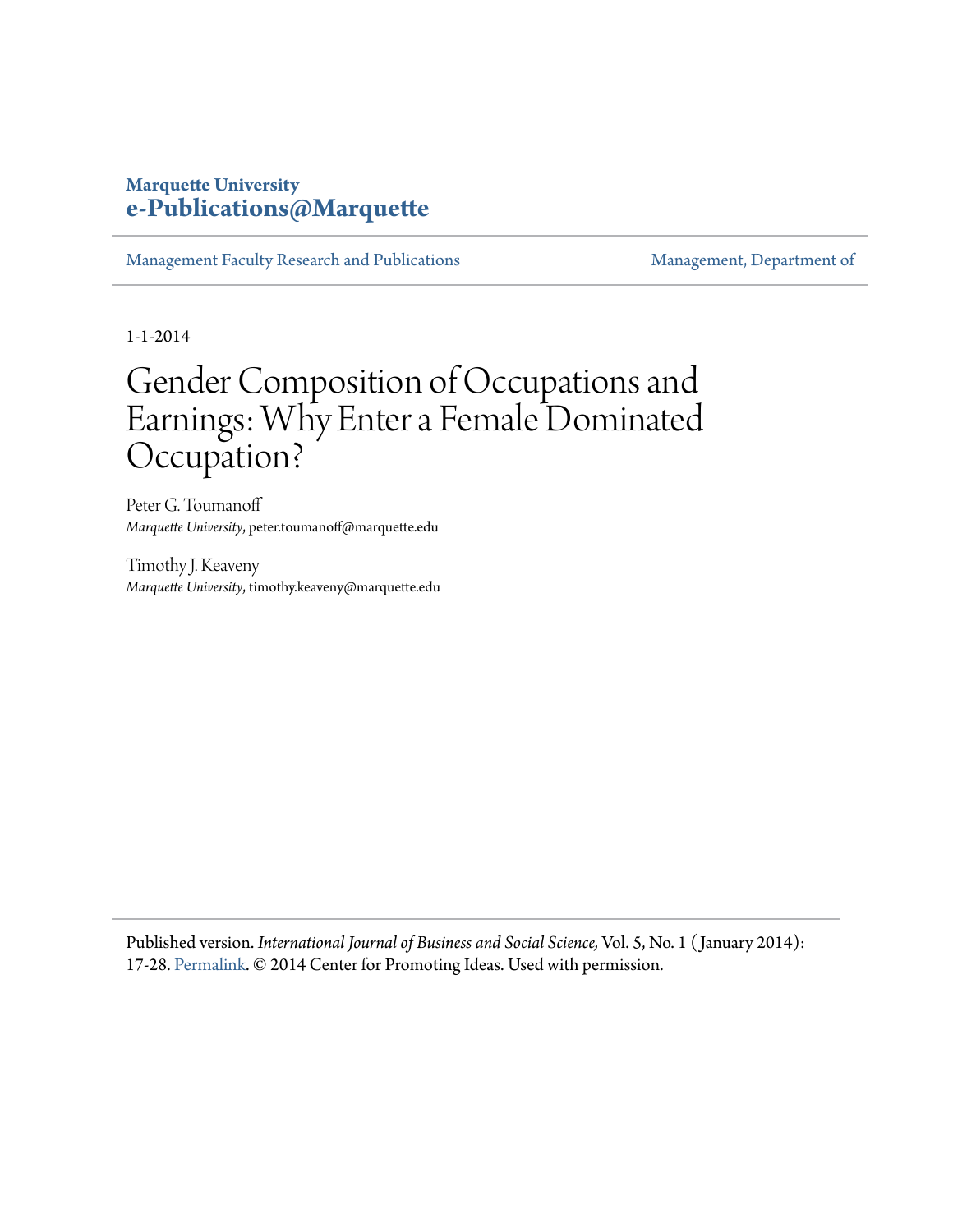**Marquette University**
**e-Publications@Marquette**

Management Faculty Research and Publications | Management, Department of

1-1-2014

# Gender Composition of Occupations and Earnings: Why Enter a Female Dominated Occupation?

Peter G. Toumanoff
*Marquette University*, peter.toumanoff@marquette.edu

Timothy J. Keaveny
*Marquette University*, timothy.keaveny@marquette.edu

Published version. *International Journal of Business and Social Science,* Vol. 5, No. 1 ( January 2014): 17-28. Permalink. © 2014 Center for Promoting Ideas. Used with permission.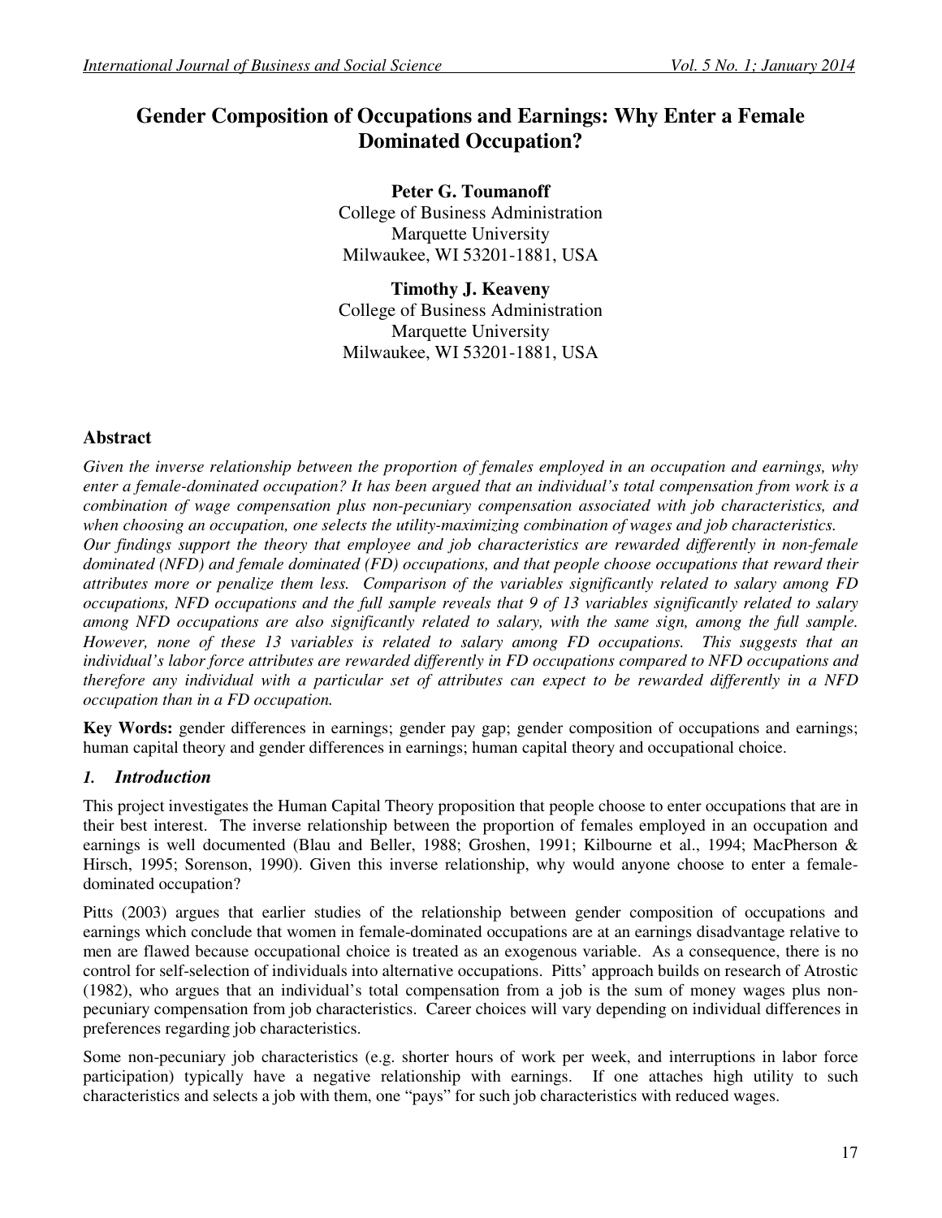// Gender Composition of Occupations and Earnings: Why Enter a Female Dominated Occupation?

**Peter G. Toumanoff**
College of Business Administration
Marquette University
Milwaukee, WI 53201-1881, USA

**Timothy J. Keaveny**
College of Business Administration
Marquette University
Milwaukee, WI 53201-1881, USA

## Abstract

*Given the inverse relationship between the proportion of females employed in an occupation and earnings, why enter a female-dominated occupation? It has been argued that an individual's total compensation from work is a combination of wage compensation plus non-pecuniary compensation associated with job characteristics, and when choosing an occupation, one selects the utility-maximizing combination of wages and job characteristics. Our findings support the theory that employee and job characteristics are rewarded differently in non-female dominated (NFD) and female dominated (FD) occupations, and that people choose occupations that reward their attributes more or penalize them less. Comparison of the variables significantly related to salary among FD occupations, NFD occupations and the full sample reveals that 9 of 13 variables significantly related to salary among NFD occupations are also significantly related to salary, with the same sign, among the full sample. However, none of these 13 variables is related to salary among FD occupations. This suggests that an individual's labor force attributes are rewarded differently in FD occupations compared to NFD occupations and therefore any individual with a particular set of attributes can expect to be rewarded differently in a NFD occupation than in a FD occupation.*

**Key Words:** gender differences in earnings; gender pay gap; gender composition of occupations and earnings; human capital theory and gender differences in earnings; human capital theory and occupational choice.

## *1. Introduction*

This project investigates the Human Capital Theory proposition that people choose to enter occupations that are in their best interest. The inverse relationship between the proportion of females employed in an occupation and earnings is well documented (Blau and Beller, 1988; Groshen, 1991; Kilbourne et al., 1994; MacPherson & Hirsch, 1995; Sorenson, 1990). Given this inverse relationship, why would anyone choose to enter a female-dominated occupation?

Pitts (2003) argues that earlier studies of the relationship between gender composition of occupations and earnings which conclude that women in female-dominated occupations are at an earnings disadvantage relative to men are flawed because occupational choice is treated as an exogenous variable. As a consequence, there is no control for self-selection of individuals into alternative occupations. Pitts' approach builds on research of Atrostic (1982), who argues that an individual's total compensation from a job is the sum of money wages plus non-pecuniary compensation from job characteristics. Career choices will vary depending on individual differences in preferences regarding job characteristics.

Some non-pecuniary job characteristics (e.g. shorter hours of work per week, and interruptions in labor force participation) typically have a negative relationship with earnings. If one attaches high utility to such characteristics and selects a job with them, one "pays" for such job characteristics with reduced wages.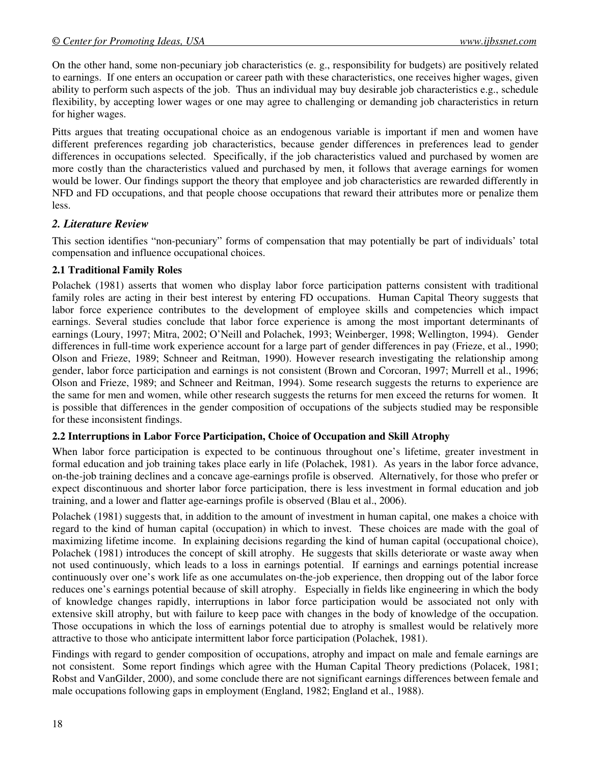On the other hand, some non-pecuniary job characteristics (e. g., responsibility for budgets) are positively related to earnings. If one enters an occupation or career path with these characteristics, one receives higher wages, given ability to perform such aspects of the job. Thus an individual may buy desirable job characteristics e.g., schedule flexibility, by accepting lower wages or one may agree to challenging or demanding job characteristics in return for higher wages.

Pitts argues that treating occupational choice as an endogenous variable is important if men and women have different preferences regarding job characteristics, because gender differences in preferences lead to gender differences in occupations selected. Specifically, if the job characteristics valued and purchased by women are more costly than the characteristics valued and purchased by men, it follows that average earnings for women would be lower. Our findings support the theory that employee and job characteristics are rewarded differently in NFD and FD occupations, and that people choose occupations that reward their attributes more or penalize them less.

## *2. Literature Review*

This section identifies "non-pecuniary" forms of compensation that may potentially be part of individuals' total compensation and influence occupational choices.

### 2.1 Traditional Family Roles

Polachek (1981) asserts that women who display labor force participation patterns consistent with traditional family roles are acting in their best interest by entering FD occupations. Human Capital Theory suggests that labor force experience contributes to the development of employee skills and competencies which impact earnings. Several studies conclude that labor force experience is among the most important determinants of earnings (Loury, 1997; Mitra, 2002; O'Neill and Polachek, 1993; Weinberger, 1998; Wellington, 1994). Gender differences in full-time work experience account for a large part of gender differences in pay (Frieze, et al., 1990; Olson and Frieze, 1989; Schneer and Reitman, 1990). However research investigating the relationship among gender, labor force participation and earnings is not consistent (Brown and Corcoran, 1997; Murrell et al., 1996; Olson and Frieze, 1989; and Schneer and Reitman, 1994). Some research suggests the returns to experience are the same for men and women, while other research suggests the returns for men exceed the returns for women. It is possible that differences in the gender composition of occupations of the subjects studied may be responsible for these inconsistent findings.

### 2.2 Interruptions in Labor Force Participation, Choice of Occupation and Skill Atrophy

When labor force participation is expected to be continuous throughout one's lifetime, greater investment in formal education and job training takes place early in life (Polachek, 1981). As years in the labor force advance, on-the-job training declines and a concave age-earnings profile is observed. Alternatively, for those who prefer or expect discontinuous and shorter labor force participation, there is less investment in formal education and job training, and a lower and flatter age-earnings profile is observed (Blau et al., 2006).

Polachek (1981) suggests that, in addition to the amount of investment in human capital, one makes a choice with regard to the kind of human capital (occupation) in which to invest. These choices are made with the goal of maximizing lifetime income. In explaining decisions regarding the kind of human capital (occupational choice), Polachek (1981) introduces the concept of skill atrophy. He suggests that skills deteriorate or waste away when not used continuously, which leads to a loss in earnings potential. If earnings and earnings potential increase continuously over one's work life as one accumulates on-the-job experience, then dropping out of the labor force reduces one's earnings potential because of skill atrophy. Especially in fields like engineering in which the body of knowledge changes rapidly, interruptions in labor force participation would be associated not only with extensive skill atrophy, but with failure to keep pace with changes in the body of knowledge of the occupation. Those occupations in which the loss of earnings potential due to atrophy is smallest would be relatively more attractive to those who anticipate intermittent labor force participation (Polachek, 1981).

Findings with regard to gender composition of occupations, atrophy and impact on male and female earnings are not consistent. Some report findings which agree with the Human Capital Theory predictions (Polacek, 1981; Robst and VanGilder, 2000), and some conclude there are not significant earnings differences between female and male occupations following gaps in employment (England, 1982; England et al., 1988).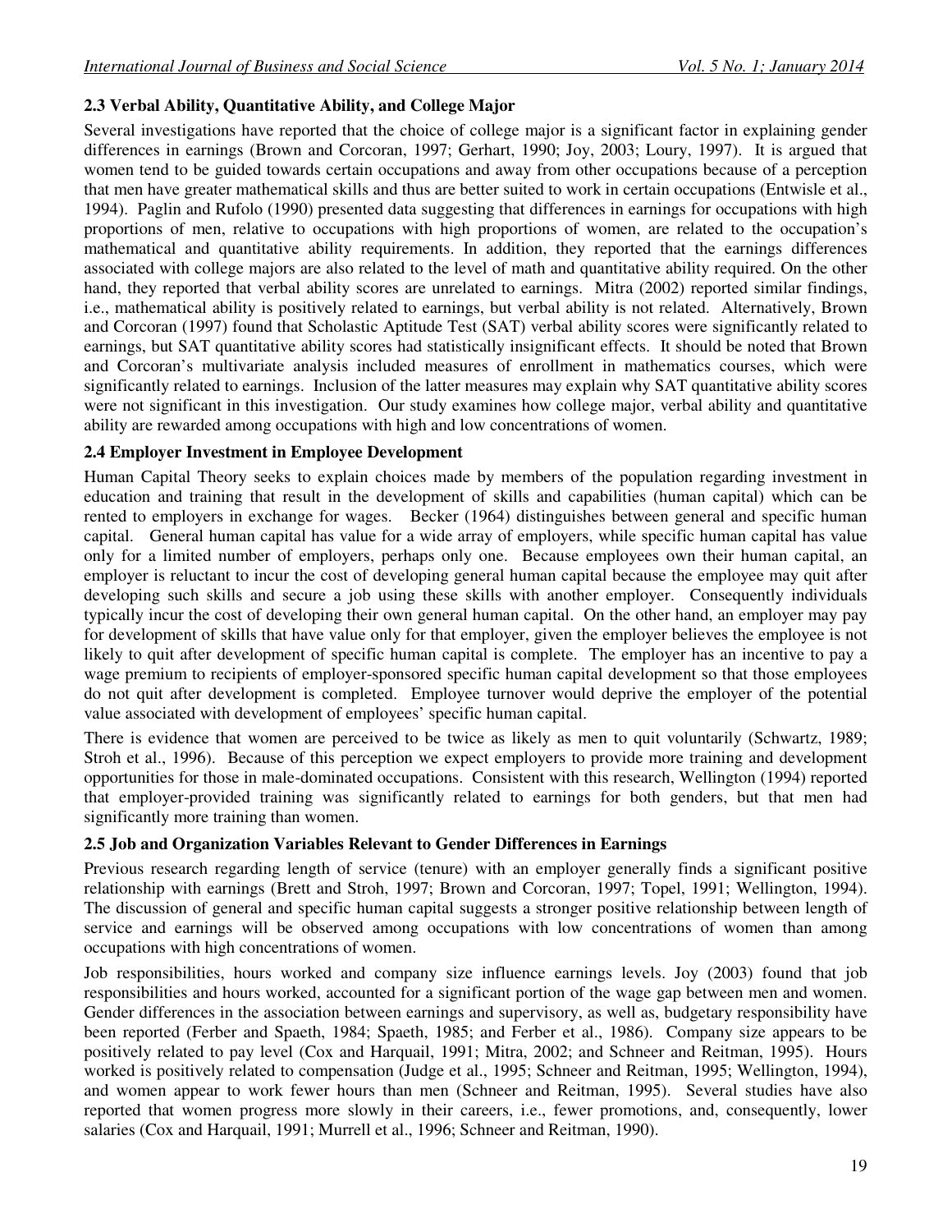### 2.3 Verbal Ability, Quantitative Ability, and College Major

Several investigations have reported that the choice of college major is a significant factor in explaining gender differences in earnings (Brown and Corcoran, 1997; Gerhart, 1990; Joy, 2003; Loury, 1997). It is argued that women tend to be guided towards certain occupations and away from other occupations because of a perception that men have greater mathematical skills and thus are better suited to work in certain occupations (Entwisle et al., 1994). Paglin and Rufolo (1990) presented data suggesting that differences in earnings for occupations with high proportions of men, relative to occupations with high proportions of women, are related to the occupation's mathematical and quantitative ability requirements. In addition, they reported that the earnings differences associated with college majors are also related to the level of math and quantitative ability required. On the other hand, they reported that verbal ability scores are unrelated to earnings. Mitra (2002) reported similar findings, i.e., mathematical ability is positively related to earnings, but verbal ability is not related. Alternatively, Brown and Corcoran (1997) found that Scholastic Aptitude Test (SAT) verbal ability scores were significantly related to earnings, but SAT quantitative ability scores had statistically insignificant effects. It should be noted that Brown and Corcoran's multivariate analysis included measures of enrollment in mathematics courses, which were significantly related to earnings. Inclusion of the latter measures may explain why SAT quantitative ability scores were not significant in this investigation. Our study examines how college major, verbal ability and quantitative ability are rewarded among occupations with high and low concentrations of women.

### 2.4 Employer Investment in Employee Development

Human Capital Theory seeks to explain choices made by members of the population regarding investment in education and training that result in the development of skills and capabilities (human capital) which can be rented to employers in exchange for wages. Becker (1964) distinguishes between general and specific human capital. General human capital has value for a wide array of employers, while specific human capital has value only for a limited number of employers, perhaps only one. Because employees own their human capital, an employer is reluctant to incur the cost of developing general human capital because the employee may quit after developing such skills and secure a job using these skills with another employer. Consequently individuals typically incur the cost of developing their own general human capital. On the other hand, an employer may pay for development of skills that have value only for that employer, given the employer believes the employee is not likely to quit after development of specific human capital is complete. The employer has an incentive to pay a wage premium to recipients of employer-sponsored specific human capital development so that those employees do not quit after development is completed. Employee turnover would deprive the employer of the potential value associated with development of employees' specific human capital.

There is evidence that women are perceived to be twice as likely as men to quit voluntarily (Schwartz, 1989; Stroh et al., 1996). Because of this perception we expect employers to provide more training and development opportunities for those in male-dominated occupations. Consistent with this research, Wellington (1994) reported that employer-provided training was significantly related to earnings for both genders, but that men had significantly more training than women.

### 2.5 Job and Organization Variables Relevant to Gender Differences in Earnings

Previous research regarding length of service (tenure) with an employer generally finds a significant positive relationship with earnings (Brett and Stroh, 1997; Brown and Corcoran, 1997; Topel, 1991; Wellington, 1994). The discussion of general and specific human capital suggests a stronger positive relationship between length of service and earnings will be observed among occupations with low concentrations of women than among occupations with high concentrations of women.

Job responsibilities, hours worked and company size influence earnings levels. Joy (2003) found that job responsibilities and hours worked, accounted for a significant portion of the wage gap between men and women. Gender differences in the association between earnings and supervisory, as well as, budgetary responsibility have been reported (Ferber and Spaeth, 1984; Spaeth, 1985; and Ferber et al., 1986). Company size appears to be positively related to pay level (Cox and Harquail, 1991; Mitra, 2002; and Schneer and Reitman, 1995). Hours worked is positively related to compensation (Judge et al., 1995; Schneer and Reitman, 1995; Wellington, 1994), and women appear to work fewer hours than men (Schneer and Reitman, 1995). Several studies have also reported that women progress more slowly in their careers, i.e., fewer promotions, and, consequently, lower salaries (Cox and Harquail, 1991; Murrell et al., 1996; Schneer and Reitman, 1990).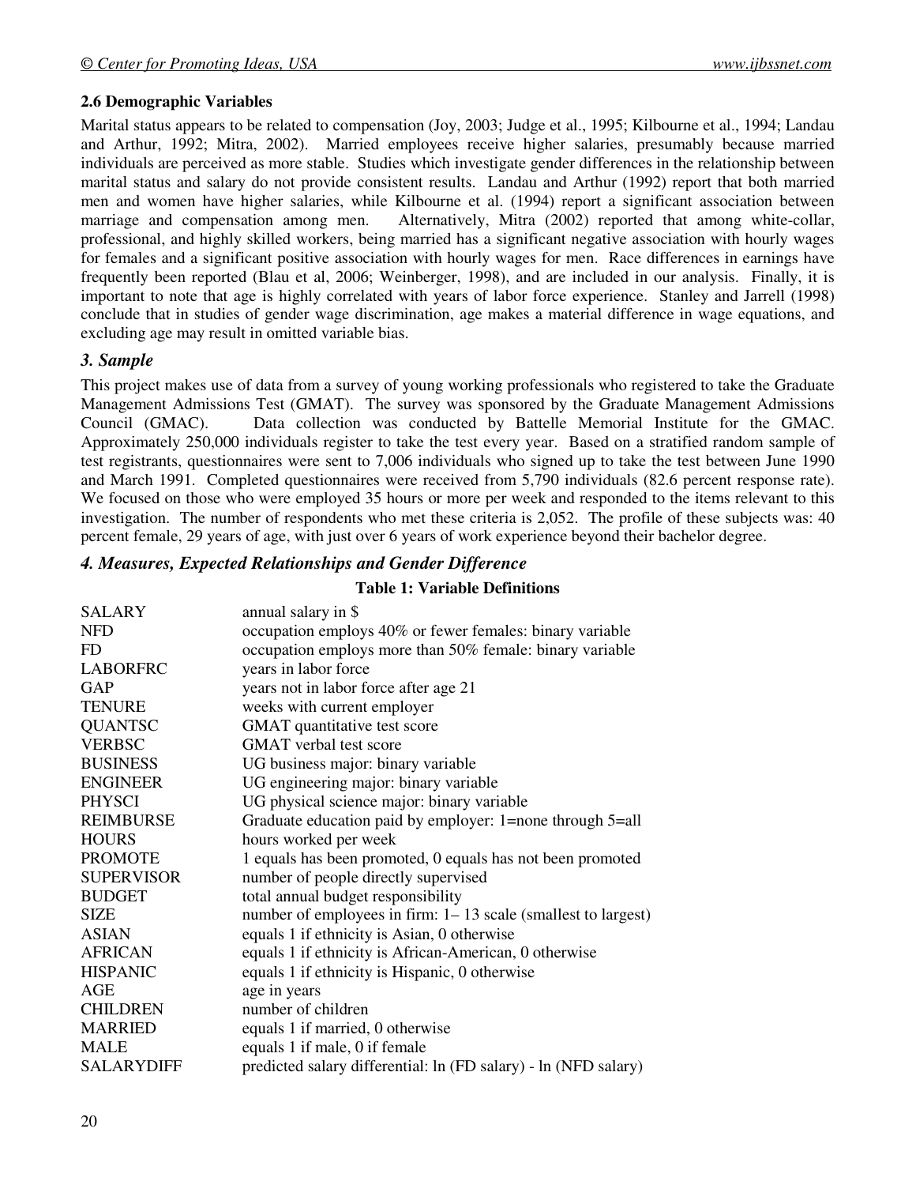### 2.6 Demographic Variables

Marital status appears to be related to compensation (Joy, 2003; Judge et al., 1995; Kilbourne et al., 1994; Landau and Arthur, 1992; Mitra, 2002). Married employees receive higher salaries, presumably because married individuals are perceived as more stable. Studies which investigate gender differences in the relationship between marital status and salary do not provide consistent results. Landau and Arthur (1992) report that both married men and women have higher salaries, while Kilbourne et al. (1994) report a significant association between marriage and compensation among men. Alternatively, Mitra (2002) reported that among white-collar, professional, and highly skilled workers, being married has a significant negative association with hourly wages for females and a significant positive association with hourly wages for men. Race differences in earnings have frequently been reported (Blau et al, 2006; Weinberger, 1998), and are included in our analysis. Finally, it is important to note that age is highly correlated with years of labor force experience. Stanley and Jarrell (1998) conclude that in studies of gender wage discrimination, age makes a material difference in wage equations, and excluding age may result in omitted variable bias.

## *3. Sample*

This project makes use of data from a survey of young working professionals who registered to take the Graduate Management Admissions Test (GMAT). The survey was sponsored by the Graduate Management Admissions Council (GMAC). Data collection was conducted by Battelle Memorial Institute for the GMAC. Approximately 250,000 individuals register to take the test every year. Based on a stratified random sample of test registrants, questionnaires were sent to 7,006 individuals who signed up to take the test between June 1990 and March 1991. Completed questionnaires were received from 5,790 individuals (82.6 percent response rate). We focused on those who were employed 35 hours or more per week and responded to the items relevant to this investigation. The number of respondents who met these criteria is 2,052. The profile of these subjects was: 40 percent female, 29 years of age, with just over 6 years of work experience beyond their bachelor degree.

## *4. Measures, Expected Relationships and Gender Difference*

**Table 1: Variable Definitions**

| Variable | Definition |
|---|---|
| SALARY | annual salary in $ |
| NFD | occupation employs 40% or fewer females: binary variable |
| FD | occupation employs more than 50% female: binary variable |
| LABORFRC | years in labor force |
| GAP | years not in labor force after age 21 |
| TENURE | weeks with current employer |
| QUANTSC | GMAT quantitative test score |
| VERBSC | GMAT verbal test score |
| BUSINESS | UG business major: binary variable |
| ENGINEER | UG engineering major: binary variable |
| PHYSCI | UG physical science major: binary variable |
| REIMBURSE | Graduate education paid by employer: 1=none through 5=all |
| HOURS | hours worked per week |
| PROMOTE | 1 equals has been promoted, 0 equals has not been promoted |
| SUPERVISOR | number of people directly supervised |
| BUDGET | total annual budget responsibility |
| SIZE | number of employees in firm: 1– 13 scale (smallest to largest) |
| ASIAN | equals 1 if ethnicity is Asian, 0 otherwise |
| AFRICAN | equals 1 if ethnicity is African-American, 0 otherwise |
| HISPANIC | equals 1 if ethnicity is Hispanic, 0 otherwise |
| AGE | age in years |
| CHILDREN | number of children |
| MARRIED | equals 1 if married, 0 otherwise |
| MALE | equals 1 if male, 0 if female |
| SALARYDIFF | predicted salary differential: ln (FD salary) - ln (NFD salary) |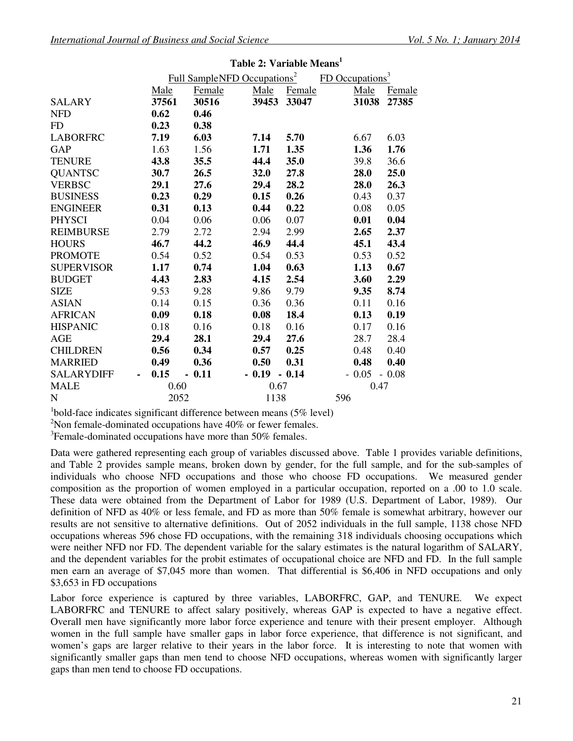**Table 2: Variable Means[1]**

| | Full Sample | | NFD Occupations[2] | | FD Occupations[3] | |
|---|---|---|---|---|---|---|
| | Male | Female | Male | Female | Male | Female |
| SALARY | **37561** | **30516** | **39453** | **33047** | **31038** | **27385** |
| NFD | **0.62** | **0.46** | | | | |
| FD | **0.23** | **0.38** | | | | |
| LABORFRC | **7.19** | **6.03** | **7.14** | **5.70** | 6.67 | 6.03 |
| GAP | 1.63 | 1.56 | **1.71** | **1.35** | **1.36** | **1.76** |
| TENURE | **43.8** | **35.5** | **44.4** | **35.0** | 39.8 | 36.6 |
| QUANTSC | **30.7** | **26.5** | **32.0** | **27.8** | **28.0** | **25.0** |
| VERBSC | **29.1** | **27.6** | **29.4** | **28.2** | **28.0** | **26.3** |
| BUSINESS | **0.23** | **0.29** | **0.15** | **0.26** | 0.43 | 0.37 |
| ENGINEER | **0.31** | **0.13** | **0.44** | **0.22** | 0.08 | 0.05 |
| PHYSCI | 0.04 | 0.06 | 0.06 | 0.07 | **0.01** | **0.04** |
| REIMBURSE | 2.79 | 2.72 | 2.94 | 2.99 | **2.65** | **2.37** |
| HOURS | **46.7** | **44.2** | **46.9** | **44.4** | **45.1** | **43.4** |
| PROMOTE | 0.54 | 0.52 | 0.54 | 0.53 | 0.53 | 0.52 |
| SUPERVISOR | **1.17** | **0.74** | **1.04** | **0.63** | **1.13** | **0.67** |
| BUDGET | **4.43** | **2.83** | **4.15** | **2.54** | **3.60** | **2.29** |
| SIZE | 9.53 | 9.28 | 9.86 | 9.79 | **9.35** | **8.74** |
| ASIAN | 0.14 | 0.15 | 0.36 | 0.36 | 0.11 | 0.16 |
| AFRICAN | **0.09** | **0.18** | **0.08** | **18.4** | **0.13** | **0.19** |
| HISPANIC | 0.18 | 0.16 | 0.18 | 0.16 | 0.17 | 0.16 |
| AGE | **29.4** | **28.1** | **29.4** | **27.6** | 28.7 | 28.4 |
| CHILDREN | **0.56** | **0.34** | **0.57** | **0.25** | 0.48 | 0.40 |
| MARRIED | **0.49** | **0.36** | **0.50** | **0.31** | **0.48** | **0.40** |
| SALARYDIFF | **- 0.15** | **- 0.11** | **- 0.19** | **- 0.14** | - 0.05 | - 0.08 |
| MALE | 0.60 | | 0.67 | | 0.47 | |
| N | 2052 | | 1138 | | 596 | |

[1]bold-face indicates significant difference between means (5% level)
[2]Non female-dominated occupations have 40% or fewer females.
[3]Female-dominated occupations have more than 50% females.

Data were gathered representing each group of variables discussed above. Table 1 provides variable definitions, and Table 2 provides sample means, broken down by gender, for the full sample, and for the sub-samples of individuals who choose NFD occupations and those who choose FD occupations. We measured gender composition as the proportion of women employed in a particular occupation, reported on a .00 to 1.0 scale. These data were obtained from the Department of Labor for 1989 (U.S. Department of Labor, 1989). Our definition of NFD as 40% or less female, and FD as more than 50% female is somewhat arbitrary, however our results are not sensitive to alternative definitions. Out of 2052 individuals in the full sample, 1138 chose NFD occupations whereas 596 chose FD occupations, with the remaining 318 individuals choosing occupations which were neither NFD nor FD. The dependent variable for the salary estimates is the natural logarithm of SALARY, and the dependent variables for the probit estimates of occupational choice are NFD and FD. In the full sample men earn an average of $7,045 more than women. That differential is $6,406 in NFD occupations and only $3,653 in FD occupations

Labor force experience is captured by three variables, LABORFRC, GAP, and TENURE. We expect LABORFRC and TENURE to affect salary positively, whereas GAP is expected to have a negative effect. Overall men have significantly more labor force experience and tenure with their present employer. Although women in the full sample have smaller gaps in labor force experience, that difference is not significant, and women's gaps are larger relative to their years in the labor force. It is interesting to note that women with significantly smaller gaps than men tend to choose NFD occupations, whereas women with significantly larger gaps than men tend to choose FD occupations.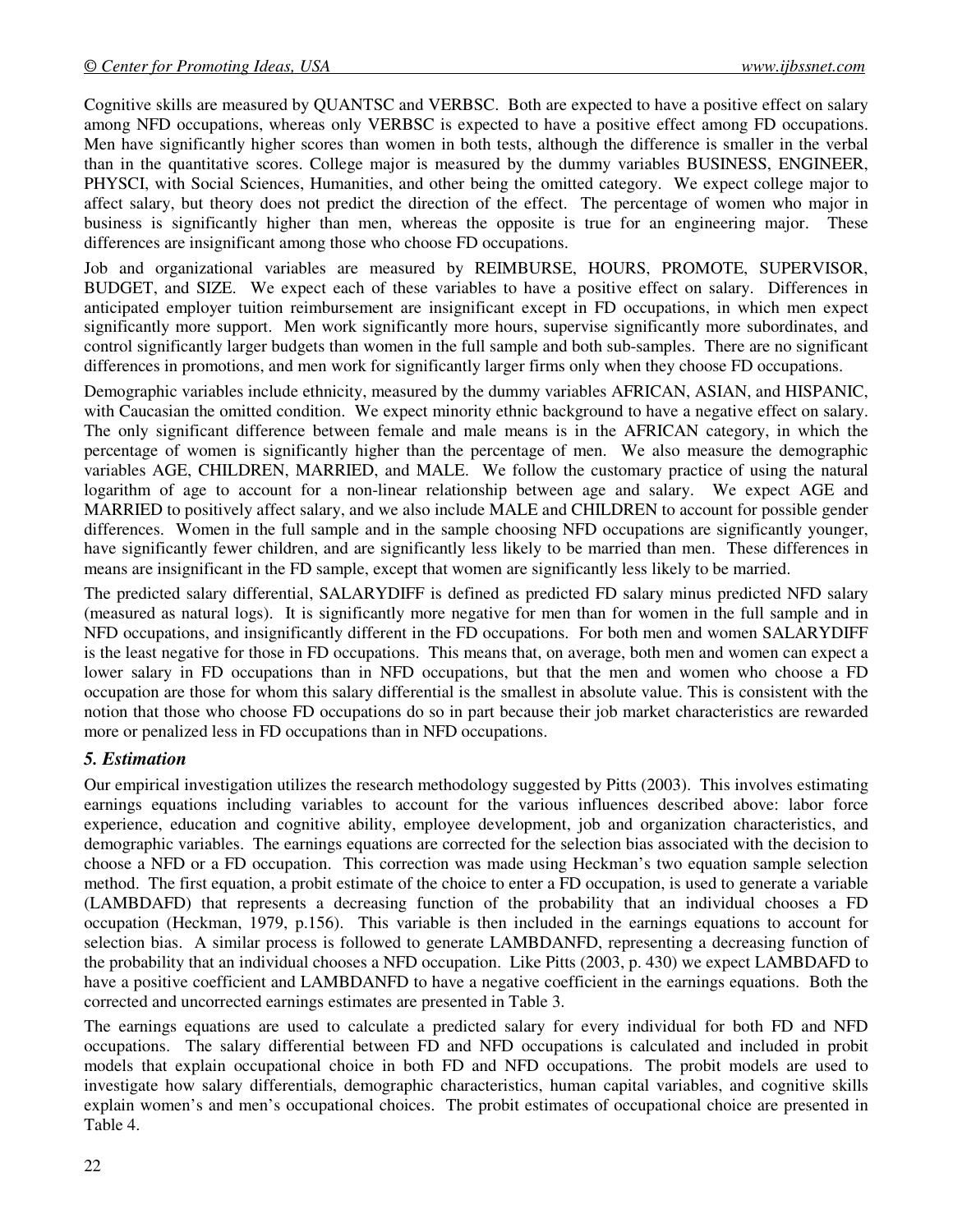Cognitive skills are measured by QUANTSC and VERBSC. Both are expected to have a positive effect on salary among NFD occupations, whereas only VERBSC is expected to have a positive effect among FD occupations. Men have significantly higher scores than women in both tests, although the difference is smaller in the verbal than in the quantitative scores. College major is measured by the dummy variables BUSINESS, ENGINEER, PHYSCI, with Social Sciences, Humanities, and other being the omitted category. We expect college major to affect salary, but theory does not predict the direction of the effect. The percentage of women who major in business is significantly higher than men, whereas the opposite is true for an engineering major. These differences are insignificant among those who choose FD occupations.

Job and organizational variables are measured by REIMBURSE, HOURS, PROMOTE, SUPERVISOR, BUDGET, and SIZE. We expect each of these variables to have a positive effect on salary. Differences in anticipated employer tuition reimbursement are insignificant except in FD occupations, in which men expect significantly more support. Men work significantly more hours, supervise significantly more subordinates, and control significantly larger budgets than women in the full sample and both sub-samples. There are no significant differences in promotions, and men work for significantly larger firms only when they choose FD occupations.

Demographic variables include ethnicity, measured by the dummy variables AFRICAN, ASIAN, and HISPANIC, with Caucasian the omitted condition. We expect minority ethnic background to have a negative effect on salary. The only significant difference between female and male means is in the AFRICAN category, in which the percentage of women is significantly higher than the percentage of men. We also measure the demographic variables AGE, CHILDREN, MARRIED, and MALE. We follow the customary practice of using the natural logarithm of age to account for a non-linear relationship between age and salary. We expect AGE and MARRIED to positively affect salary, and we also include MALE and CHILDREN to account for possible gender differences. Women in the full sample and in the sample choosing NFD occupations are significantly younger, have significantly fewer children, and are significantly less likely to be married than men. These differences in means are insignificant in the FD sample, except that women are significantly less likely to be married.

The predicted salary differential, SALARYDIFF is defined as predicted FD salary minus predicted NFD salary (measured as natural logs). It is significantly more negative for men than for women in the full sample and in NFD occupations, and insignificantly different in the FD occupations. For both men and women SALARYDIFF is the least negative for those in FD occupations. This means that, on average, both men and women can expect a lower salary in FD occupations than in NFD occupations, but that the men and women who choose a FD occupation are those for whom this salary differential is the smallest in absolute value. This is consistent with the notion that those who choose FD occupations do so in part because their job market characteristics are rewarded more or penalized less in FD occupations than in NFD occupations.

### *5. Estimation*

Our empirical investigation utilizes the research methodology suggested by Pitts (2003). This involves estimating earnings equations including variables to account for the various influences described above: labor force experience, education and cognitive ability, employee development, job and organization characteristics, and demographic variables. The earnings equations are corrected for the selection bias associated with the decision to choose a NFD or a FD occupation. This correction was made using Heckman's two equation sample selection method. The first equation, a probit estimate of the choice to enter a FD occupation, is used to generate a variable (LAMBDAFD) that represents a decreasing function of the probability that an individual chooses a FD occupation (Heckman, 1979, p.156). This variable is then included in the earnings equations to account for selection bias. A similar process is followed to generate LAMBDANFD, representing a decreasing function of the probability that an individual chooses a NFD occupation. Like Pitts (2003, p. 430) we expect LAMBDAFD to have a positive coefficient and LAMBDANFD to have a negative coefficient in the earnings equations. Both the corrected and uncorrected earnings estimates are presented in Table 3.

The earnings equations are used to calculate a predicted salary for every individual for both FD and NFD occupations. The salary differential between FD and NFD occupations is calculated and included in probit models that explain occupational choice in both FD and NFD occupations. The probit models are used to investigate how salary differentials, demographic characteristics, human capital variables, and cognitive skills explain women's and men's occupational choices. The probit estimates of occupational choice are presented in Table 4.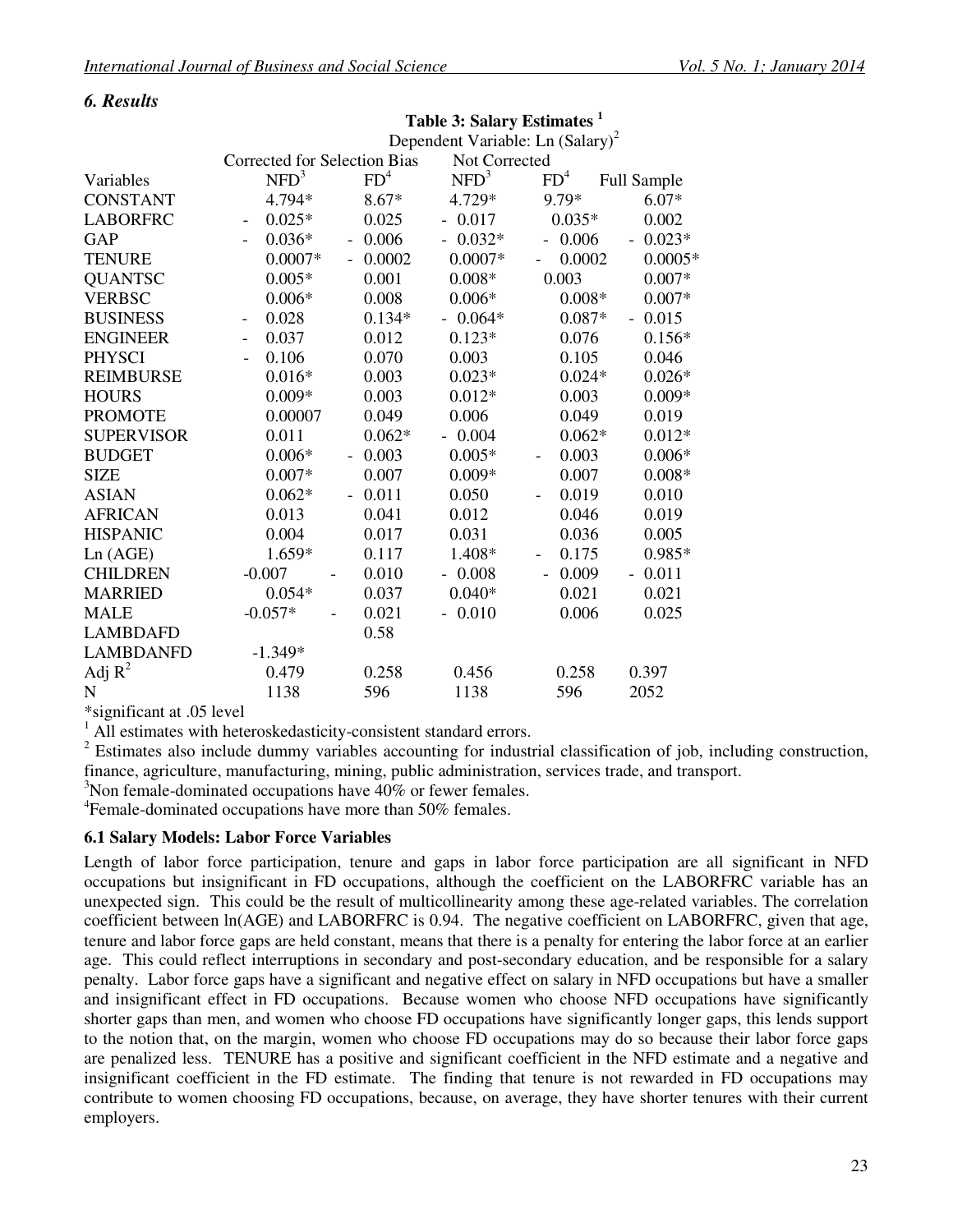## *6. Results*

**Table 3: Salary Estimates [1]**

| | Dependent Variable: Ln (Salary)[2] | | | | |
|---|---|---|---|---|---|
| | Corrected for Selection Bias | | Not Corrected | | |
| Variables | NFD[3] | FD[4] | NFD[3] | FD[4] | Full Sample |
| CONSTANT | 4.794* | 8.67* | 4.729* | 9.79* | 6.07* |
| LABORFRC | - 0.025* | 0.025 | - 0.017 | 0.035* | 0.002 |
| GAP | - 0.036* | - 0.006 | - 0.032* | - 0.006 | - 0.023* |
| TENURE | 0.0007* | - 0.0002 | 0.0007* | - 0.0002 | 0.0005* |
| QUANTSC | 0.005* | 0.001 | 0.008* | 0.003 | 0.007* |
| VERBSC | 0.006* | 0.008 | 0.006* | 0.008* | 0.007* |
| BUSINESS | - 0.028 | 0.134* | - 0.064* | 0.087* | - 0.015 |
| ENGINEER | - 0.037 | 0.012 | 0.123* | 0.076 | 0.156* |
| PHYSCI | - 0.106 | 0.070 | 0.003 | 0.105 | 0.046 |
| REIMBURSE | 0.016* | 0.003 | 0.023* | 0.024* | 0.026* |
| HOURS | 0.009* | 0.003 | 0.012* | 0.003 | 0.009* |
| PROMOTE | 0.00007 | 0.049 | 0.006 | 0.049 | 0.019 |
| SUPERVISOR | 0.011 | 0.062* | - 0.004 | 0.062* | 0.012* |
| BUDGET | 0.006* | - 0.003 | 0.005* | - 0.003 | 0.006* |
| SIZE | 0.007* | 0.007 | 0.009* | 0.007 | 0.008* |
| ASIAN | 0.062* | - 0.011 | 0.050 | - 0.019 | 0.010 |
| AFRICAN | 0.013 | 0.041 | 0.012 | 0.046 | 0.019 |
| HISPANIC | 0.004 | 0.017 | 0.031 | 0.036 | 0.005 |
| Ln (AGE) | 1.659* | 0.117 | 1.408* | - 0.175 | 0.985* |
| CHILDREN | -0.007 | - 0.010 | - 0.008 | - 0.009 | - 0.011 |
| MARRIED | 0.054* | 0.037 | 0.040* | 0.021 | 0.021 |
| MALE | -0.057* | - 0.021 | - 0.010 | 0.006 | 0.025 |
| LAMBDAFD | | 0.58 | | | |
| LAMBDANFD | -1.349* | | | | |
| Adj $R^2$ | 0.479 | 0.258 | 0.456 | 0.258 | 0.397 |
| N | 1138 | 596 | 1138 | 596 | 2052 |

*significant at .05 level

[1] All estimates with heteroskedasticity-consistent standard errors.

[2] Estimates also include dummy variables accounting for industrial classification of job, including construction, finance, agriculture, manufacturing, mining, public administration, services trade, and transport.

[3] Non female-dominated occupations have 40% or fewer females.

[4] Female-dominated occupations have more than 50% females.

### 6.1 Salary Models: Labor Force Variables

Length of labor force participation, tenure and gaps in labor force participation are all significant in NFD occupations but insignificant in FD occupations, although the coefficient on the LABORFRC variable has an unexpected sign. This could be the result of multicollinearity among these age-related variables. The correlation coefficient between ln(AGE) and LABORFRC is 0.94. The negative coefficient on LABORFRC, given that age, tenure and labor force gaps are held constant, means that there is a penalty for entering the labor force at an earlier age. This could reflect interruptions in secondary and post-secondary education, and be responsible for a salary penalty. Labor force gaps have a significant and negative effect on salary in NFD occupations but have a smaller and insignificant effect in FD occupations. Because women who choose NFD occupations have significantly shorter gaps than men, and women who choose FD occupations have significantly longer gaps, this lends support to the notion that, on the margin, women who choose FD occupations may do so because their labor force gaps are penalized less. TENURE has a positive and significant coefficient in the NFD estimate and a negative and insignificant coefficient in the FD estimate. The finding that tenure is not rewarded in FD occupations may contribute to women choosing FD occupations, because, on average, they have shorter tenures with their current employers.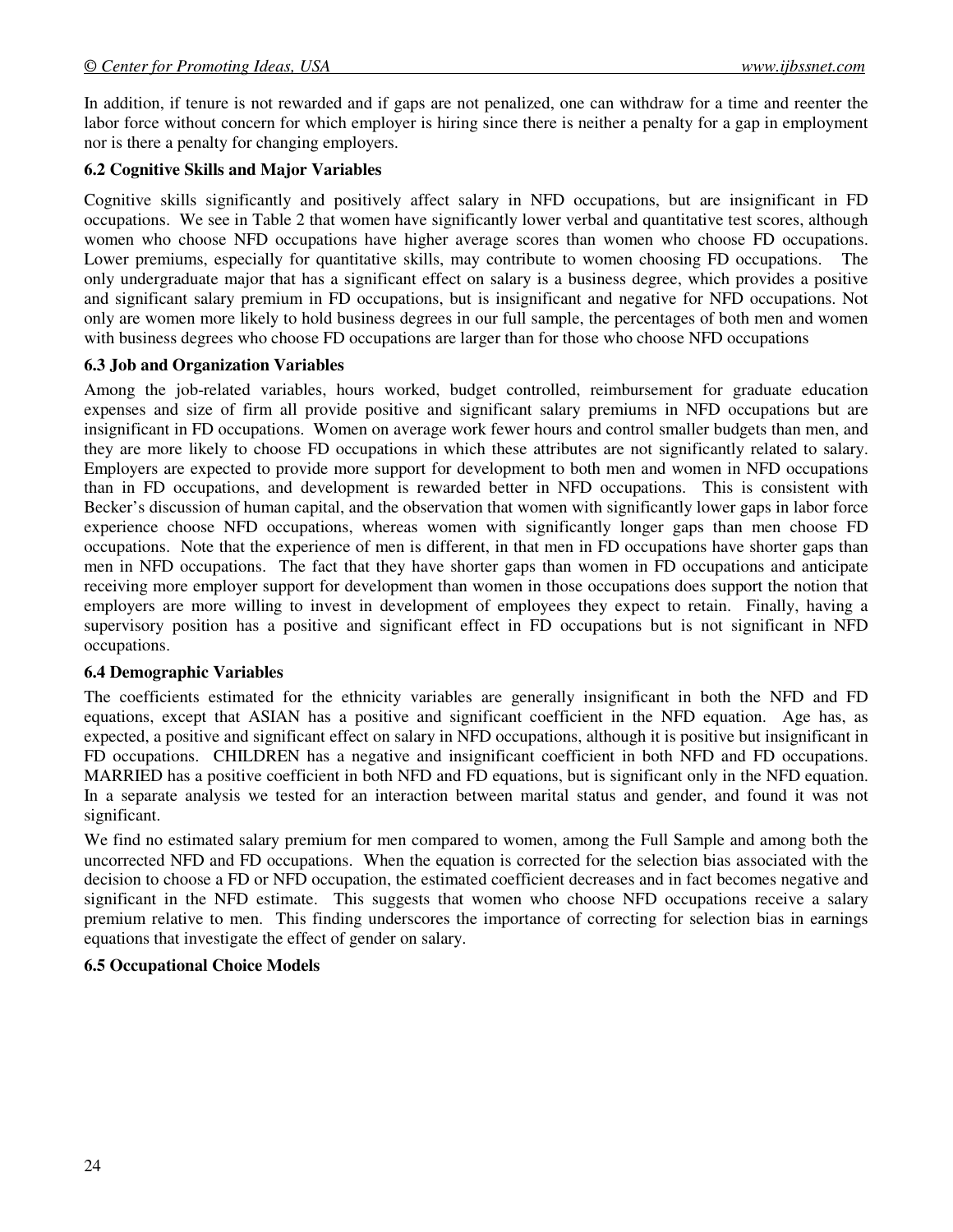In addition, if tenure is not rewarded and if gaps are not penalized, one can withdraw for a time and reenter the labor force without concern for which employer is hiring since there is neither a penalty for a gap in employment nor is there a penalty for changing employers.

### 6.2 Cognitive Skills and Major Variables

Cognitive skills significantly and positively affect salary in NFD occupations, but are insignificant in FD occupations. We see in Table 2 that women have significantly lower verbal and quantitative test scores, although women who choose NFD occupations have higher average scores than women who choose FD occupations. Lower premiums, especially for quantitative skills, may contribute to women choosing FD occupations. The only undergraduate major that has a significant effect on salary is a business degree, which provides a positive and significant salary premium in FD occupations, but is insignificant and negative for NFD occupations. Not only are women more likely to hold business degrees in our full sample, the percentages of both men and women with business degrees who choose FD occupations are larger than for those who choose NFD occupations

### 6.3 Job and Organization Variables

Among the job-related variables, hours worked, budget controlled, reimbursement for graduate education expenses and size of firm all provide positive and significant salary premiums in NFD occupations but are insignificant in FD occupations. Women on average work fewer hours and control smaller budgets than men, and they are more likely to choose FD occupations in which these attributes are not significantly related to salary. Employers are expected to provide more support for development to both men and women in NFD occupations than in FD occupations, and development is rewarded better in NFD occupations. This is consistent with Becker's discussion of human capital, and the observation that women with significantly lower gaps in labor force experience choose NFD occupations, whereas women with significantly longer gaps than men choose FD occupations. Note that the experience of men is different, in that men in FD occupations have shorter gaps than men in NFD occupations. The fact that they have shorter gaps than women in FD occupations and anticipate receiving more employer support for development than women in those occupations does support the notion that employers are more willing to invest in development of employees they expect to retain. Finally, having a supervisory position has a positive and significant effect in FD occupations but is not significant in NFD occupations.

### 6.4 Demographic Variables

The coefficients estimated for the ethnicity variables are generally insignificant in both the NFD and FD equations, except that ASIAN has a positive and significant coefficient in the NFD equation. Age has, as expected, a positive and significant effect on salary in NFD occupations, although it is positive but insignificant in FD occupations. CHILDREN has a negative and insignificant coefficient in both NFD and FD occupations. MARRIED has a positive coefficient in both NFD and FD equations, but is significant only in the NFD equation. In a separate analysis we tested for an interaction between marital status and gender, and found it was not significant.

We find no estimated salary premium for men compared to women, among the Full Sample and among both the uncorrected NFD and FD occupations. When the equation is corrected for the selection bias associated with the decision to choose a FD or NFD occupation, the estimated coefficient decreases and in fact becomes negative and significant in the NFD estimate. This suggests that women who choose NFD occupations receive a salary premium relative to men. This finding underscores the importance of correcting for selection bias in earnings equations that investigate the effect of gender on salary.

### 6.5 Occupational Choice Models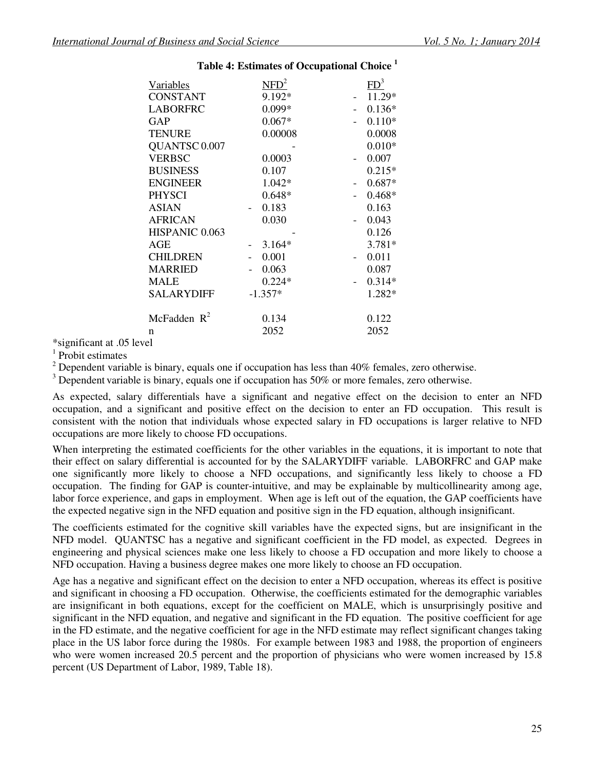**Table 4: Estimates of Occupational Choice [1]**

| Variables | NFD[2] | FD[3] |
|---|---|---|
| CONSTANT | 9.192* | -11.29* |
| LABORFRC | 0.099* | -0.136* |
| GAP | 0.067* | -0.110* |
| TENURE | 0.00008 | 0.0008 |
| QUANTSC 0.007 | - | 0.010* |
| VERBSC | 0.0003 | -0.007 |
| BUSINESS | 0.107 | 0.215* |
| ENGINEER | 1.042* | -0.687* |
| PHYSCI | 0.648* | -0.468* |
| ASIAN | -0.183 | 0.163 |
| AFRICAN | 0.030 | -0.043 |
| HISPANIC 0.063 | - | 0.126 |
| AGE | -3.164* | 3.781* |
| CHILDREN | -0.001 | -0.011 |
| MARRIED | -0.063 | 0.087 |
| MALE | 0.224* | -0.314* |
| SALARYDIFF | -1.357* | 1.282* |
| McFadden $R^2$ | 0.134 | 0.122 |
| n | 2052 | 2052 |

*significant at .05 level

[1] Probit estimates

[2] Dependent variable is binary, equals one if occupation has less than 40% females, zero otherwise.

[3] Dependent variable is binary, equals one if occupation has 50% or more females, zero otherwise.

As expected, salary differentials have a significant and negative effect on the decision to enter an NFD occupation, and a significant and positive effect on the decision to enter an FD occupation. This result is consistent with the notion that individuals whose expected salary in FD occupations is larger relative to NFD occupations are more likely to choose FD occupations.

When interpreting the estimated coefficients for the other variables in the equations, it is important to note that their effect on salary differential is accounted for by the SALARYDIFF variable. LABORFRC and GAP make one significantly more likely to choose a NFD occupations, and significantly less likely to choose a FD occupation. The finding for GAP is counter-intuitive, and may be explainable by multicollinearity among age, labor force experience, and gaps in employment. When age is left out of the equation, the GAP coefficients have the expected negative sign in the NFD equation and positive sign in the FD equation, although insignificant.

The coefficients estimated for the cognitive skill variables have the expected signs, but are insignificant in the NFD model. QUANTSC has a negative and significant coefficient in the FD model, as expected. Degrees in engineering and physical sciences make one less likely to choose a FD occupation and more likely to choose a NFD occupation. Having a business degree makes one more likely to choose an FD occupation.

Age has a negative and significant effect on the decision to enter a NFD occupation, whereas its effect is positive and significant in choosing a FD occupation. Otherwise, the coefficients estimated for the demographic variables are insignificant in both equations, except for the coefficient on MALE, which is unsurprisingly positive and significant in the NFD equation, and negative and significant in the FD equation. The positive coefficient for age in the FD estimate, and the negative coefficient for age in the NFD estimate may reflect significant changes taking place in the US labor force during the 1980s. For example between 1983 and 1988, the proportion of engineers who were women increased 20.5 percent and the proportion of physicians who were women increased by 15.8 percent (US Department of Labor, 1989, Table 18).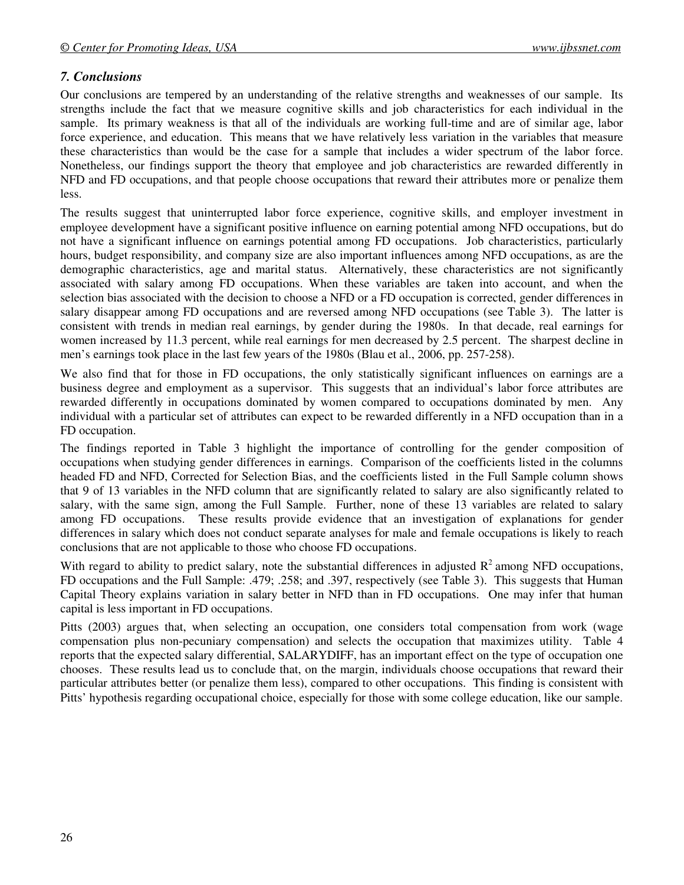### *7. Conclusions*

Our conclusions are tempered by an understanding of the relative strengths and weaknesses of our sample. Its strengths include the fact that we measure cognitive skills and job characteristics for each individual in the sample. Its primary weakness is that all of the individuals are working full-time and are of similar age, labor force experience, and education. This means that we have relatively less variation in the variables that measure these characteristics than would be the case for a sample that includes a wider spectrum of the labor force. Nonetheless, our findings support the theory that employee and job characteristics are rewarded differently in NFD and FD occupations, and that people choose occupations that reward their attributes more or penalize them less.

The results suggest that uninterrupted labor force experience, cognitive skills, and employer investment in employee development have a significant positive influence on earning potential among NFD occupations, but do not have a significant influence on earnings potential among FD occupations. Job characteristics, particularly hours, budget responsibility, and company size are also important influences among NFD occupations, as are the demographic characteristics, age and marital status. Alternatively, these characteristics are not significantly associated with salary among FD occupations. When these variables are taken into account, and when the selection bias associated with the decision to choose a NFD or a FD occupation is corrected, gender differences in salary disappear among FD occupations and are reversed among NFD occupations (see Table 3). The latter is consistent with trends in median real earnings, by gender during the 1980s. In that decade, real earnings for women increased by 11.3 percent, while real earnings for men decreased by 2.5 percent. The sharpest decline in men's earnings took place in the last few years of the 1980s (Blau et al., 2006, pp. 257-258).

We also find that for those in FD occupations, the only statistically significant influences on earnings are a business degree and employment as a supervisor. This suggests that an individual's labor force attributes are rewarded differently in occupations dominated by women compared to occupations dominated by men. Any individual with a particular set of attributes can expect to be rewarded differently in a NFD occupation than in a FD occupation.

The findings reported in Table 3 highlight the importance of controlling for the gender composition of occupations when studying gender differences in earnings. Comparison of the coefficients listed in the columns headed FD and NFD, Corrected for Selection Bias, and the coefficients listed in the Full Sample column shows that 9 of 13 variables in the NFD column that are significantly related to salary are also significantly related to salary, with the same sign, among the Full Sample. Further, none of these 13 variables are related to salary among FD occupations. These results provide evidence that an investigation of explanations for gender differences in salary which does not conduct separate analyses for male and female occupations is likely to reach conclusions that are not applicable to those who choose FD occupations.

With regard to ability to predict salary, note the substantial differences in adjusted $R^2$ among NFD occupations, FD occupations and the Full Sample: .479; .258; and .397, respectively (see Table 3). This suggests that Human Capital Theory explains variation in salary better in NFD than in FD occupations. One may infer that human capital is less important in FD occupations.

Pitts (2003) argues that, when selecting an occupation, one considers total compensation from work (wage compensation plus non-pecuniary compensation) and selects the occupation that maximizes utility. Table 4 reports that the expected salary differential, SALARYDIFF, has an important effect on the type of occupation one chooses. These results lead us to conclude that, on the margin, individuals choose occupations that reward their particular attributes better (or penalize them less), compared to other occupations. This finding is consistent with Pitts' hypothesis regarding occupational choice, especially for those with some college education, like our sample.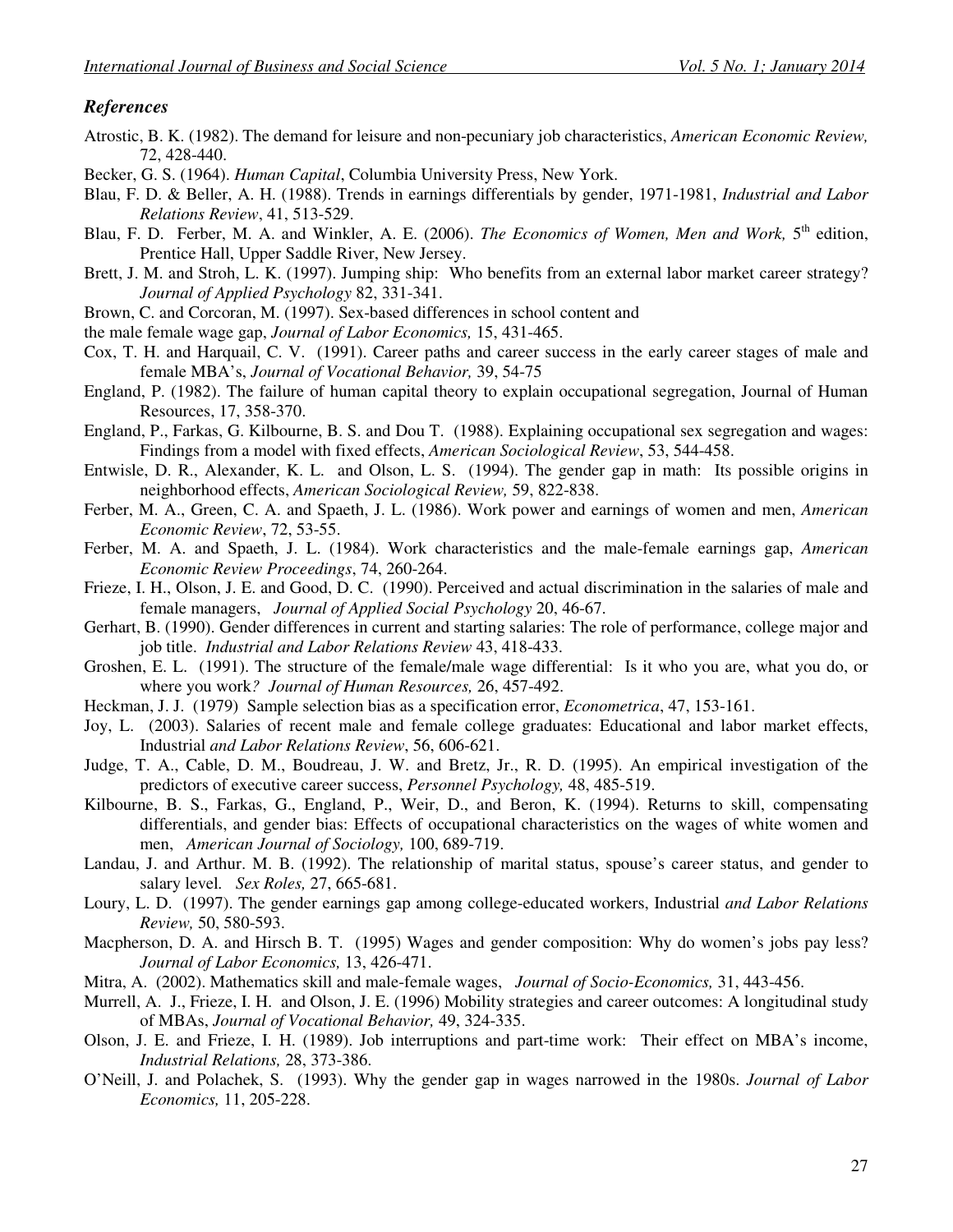## *References*

Atrostic, B. K. (1982). The demand for leisure and non-pecuniary job characteristics, *American Economic Review,* 72, 428-440.

Becker, G. S. (1964). *Human Capital*, Columbia University Press, New York.

Blau, F. D. & Beller, A. H. (1988). Trends in earnings differentials by gender, 1971-1981, *Industrial and Labor Relations Review*, 41, 513-529.

Blau, F. D. Ferber, M. A. and Winkler, A. E. (2006). *The Economics of Women, Men and Work,* 5th edition, Prentice Hall, Upper Saddle River, New Jersey.

Brett, J. M. and Stroh, L. K. (1997). Jumping ship: Who benefits from an external labor market career strategy? *Journal of Applied Psychology* 82, 331-341.

Brown, C. and Corcoran, M. (1997). Sex-based differences in school content and

the male female wage gap, *Journal of Labor Economics,* 15, 431-465.

Cox, T. H. and Harquail, C. V. (1991). Career paths and career success in the early career stages of male and female MBA's, *Journal of Vocational Behavior,* 39, 54-75

England, P. (1982). The failure of human capital theory to explain occupational segregation, Journal of Human Resources, 17, 358-370.

England, P., Farkas, G. Kilbourne, B. S. and Dou T. (1988). Explaining occupational sex segregation and wages: Findings from a model with fixed effects, *American Sociological Review*, 53, 544-458.

Entwisle, D. R., Alexander, K. L. and Olson, L. S. (1994). The gender gap in math: Its possible origins in neighborhood effects, *American Sociological Review,* 59, 822-838.

Ferber, M. A., Green, C. A. and Spaeth, J. L. (1986). Work power and earnings of women and men, *American Economic Review*, 72, 53-55.

Ferber, M. A. and Spaeth, J. L. (1984). Work characteristics and the male-female earnings gap, *American Economic Review Proceedings*, 74, 260-264.

Frieze, I. H., Olson, J. E. and Good, D. C. (1990). Perceived and actual discrimination in the salaries of male and female managers, *Journal of Applied Social Psychology* 20, 46-67.

Gerhart, B. (1990). Gender differences in current and starting salaries: The role of performance, college major and job title. *Industrial and Labor Relations Review* 43, 418-433.

Groshen, E. L. (1991). The structure of the female/male wage differential: Is it who you are, what you do, or where you work*? Journal of Human Resources,* 26, 457-492.

Heckman, J. J. (1979) Sample selection bias as a specification error, *Econometrica*, 47, 153-161.

Joy, L. (2003). Salaries of recent male and female college graduates: Educational and labor market effects, Industrial *and Labor Relations Review*, 56, 606-621.

Judge, T. A., Cable, D. M., Boudreau, J. W. and Bretz, Jr., R. D. (1995). An empirical investigation of the predictors of executive career success, *Personnel Psychology,* 48, 485-519.

Kilbourne, B. S., Farkas, G., England, P., Weir, D., and Beron, K. (1994). Returns to skill, compensating differentials, and gender bias: Effects of occupational characteristics on the wages of white women and men, *American Journal of Sociology,* 100, 689-719.

Landau, J. and Arthur. M. B. (1992). The relationship of marital status, spouse's career status, and gender to salary level. *Sex Roles,* 27, 665-681.

Loury, L. D. (1997). The gender earnings gap among college-educated workers, Industrial *and Labor Relations Review,* 50, 580-593.

Macpherson, D. A. and Hirsch B. T. (1995) Wages and gender composition: Why do women's jobs pay less? *Journal of Labor Economics,* 13, 426-471.

Mitra, A. (2002). Mathematics skill and male-female wages, *Journal of Socio-Economics,* 31, 443-456.

Murrell, A. J., Frieze, I. H. and Olson, J. E. (1996) Mobility strategies and career outcomes: A longitudinal study of MBAs, *Journal of Vocational Behavior,* 49, 324-335.

Olson, J. E. and Frieze, I. H. (1989). Job interruptions and part-time work: Their effect on MBA's income, *Industrial Relations,* 28, 373-386.

O'Neill, J. and Polachek, S. (1993). Why the gender gap in wages narrowed in the 1980s. *Journal of Labor Economics,* 11, 205-228.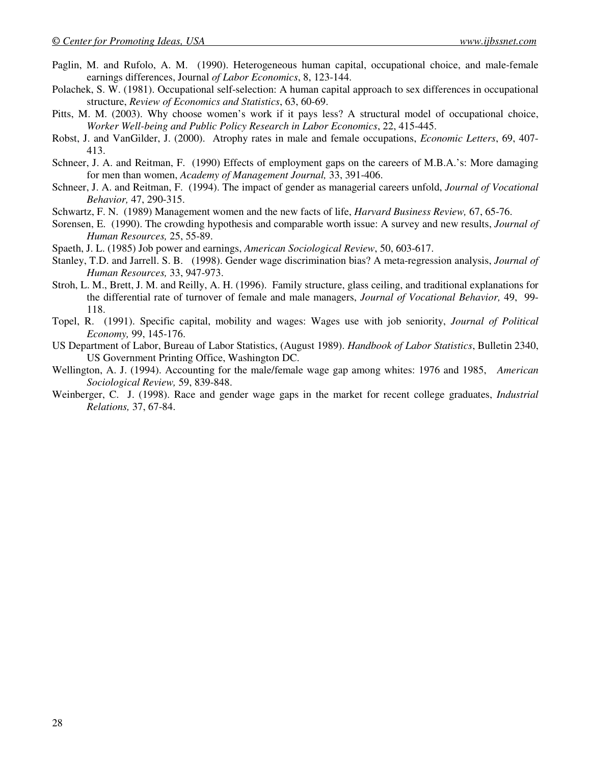Paglin, M. and Rufolo, A. M. (1990). Heterogeneous human capital, occupational choice, and male-female earnings differences, Journal *of Labor Economics*, 8, 123-144.

Polachek, S. W. (1981). Occupational self-selection: A human capital approach to sex differences in occupational structure, *Review of Economics and Statistics*, 63, 60-69.

Pitts, M. M. (2003). Why choose women's work if it pays less? A structural model of occupational choice, *Worker Well-being and Public Policy Research in Labor Economics*, 22, 415-445.

Robst, J. and VanGilder, J. (2000). Atrophy rates in male and female occupations, *Economic Letters*, 69, 407-413.

Schneer, J. A. and Reitman, F. (1990) Effects of employment gaps on the careers of M.B.A.'s: More damaging for men than women, *Academy of Management Journal,* 33, 391-406.

Schneer, J. A. and Reitman, F. (1994). The impact of gender as managerial careers unfold, *Journal of Vocational Behavior,* 47, 290-315.

Schwartz, F. N. (1989) Management women and the new facts of life, *Harvard Business Review,* 67, 65-76.

Sorensen, E. (1990). The crowding hypothesis and comparable worth issue: A survey and new results, *Journal of Human Resources,* 25, 55-89.

Spaeth, J. L. (1985) Job power and earnings, *American Sociological Review*, 50, 603-617.

Stanley, T.D. and Jarrell. S. B. (1998). Gender wage discrimination bias? A meta-regression analysis, *Journal of Human Resources,* 33, 947-973.

Stroh, L. M., Brett, J. M. and Reilly, A. H. (1996). Family structure, glass ceiling, and traditional explanations for the differential rate of turnover of female and male managers, *Journal of Vocational Behavior,* 49, 99-118.

Topel, R. (1991). Specific capital, mobility and wages: Wages use with job seniority, *Journal of Political Economy,* 99, 145-176.

US Department of Labor, Bureau of Labor Statistics, (August 1989). *Handbook of Labor Statistics*, Bulletin 2340, US Government Printing Office, Washington DC.

Wellington, A. J. (1994). Accounting for the male/female wage gap among whites: 1976 and 1985, *American Sociological Review,* 59, 839-848.

Weinberger, C. J. (1998). Race and gender wage gaps in the market for recent college graduates, *Industrial Relations,* 37, 67-84.